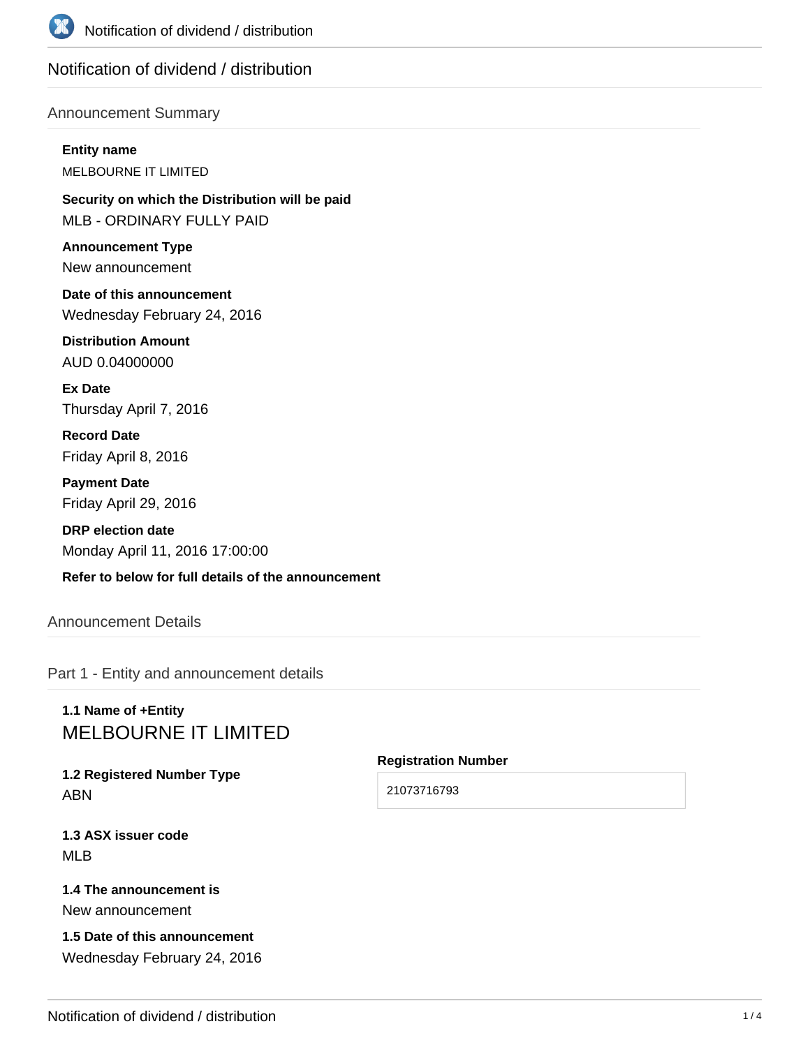# Notification of dividend / distribution

## Announcement Summary

**Entity name**

MELBOURNE IT LIMITED

**Security on which the Distribution will be paid**

MLB - ORDINARY FULLY PAID

**Announcement Type**

New announcement

**Date of this announcement**

Wednesday February 24, 2016

**Distribution Amount**

AUD 0.04000000

**Ex Date**

Thursday April 7, 2016

**Record Date**

Friday April 8, 2016

**Payment Date**

Friday April 29, 2016

**DRP election date**

Monday April 11, 2016 17:00:00

**Refer to below for full details of the announcement**

## Announcement Details

## Part 1 - Entity and announcement details

**1.1 Name of +Entity**

MELBOURNE IT LIMITED

**1.2 Registered Number Type**

ABN

**Registration Number**

21073716793

**1.3 ASX issuer code**

MLB

**1.4 The announcement is**

New announcement

**1.5 Date of this announcement**

Wednesday February 24, 2016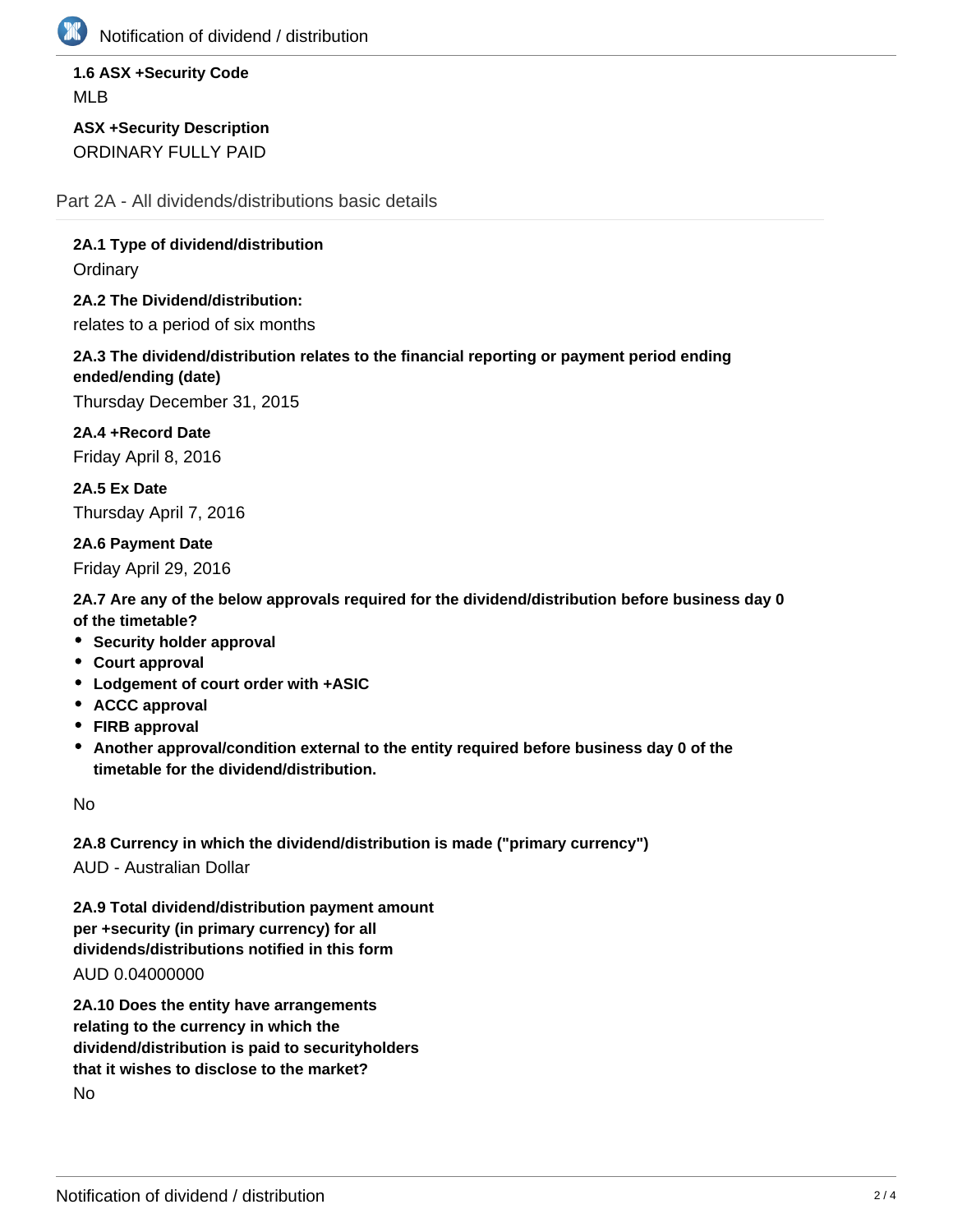**1.6 ASX +Security Code**

MLB

**ASX +Security Description**

ORDINARY FULLY PAID

## Part 2A - All dividends/distributions basic details

**2A.1 Type of dividend/distribution**

Ordinary

**2A.2 The Dividend/distribution:**

relates to a period of six months

**2A.3 The dividend/distribution relates to the financial reporting or payment period ending ended/ending (date)**

Thursday December 31, 2015

**2A.4 +Record Date**

Friday April 8, 2016

**2A.5 Ex Date**

Thursday April 7, 2016

**2A.6 Payment Date**

Friday April 29, 2016

**2A.7 Are any of the below approvals required for the dividend/distribution before business day 0 of the timetable?**

- **Security holder approval**
- **Court approval**
- **Lodgement of court order with +ASIC**
- **ACCC approval**
- **FIRB approval**
- **Another approval/condition external to the entity required before business day 0 of the timetable for the dividend/distribution.**

No

**2A.8 Currency in which the dividend/distribution is made ("primary currency")**

AUD - Australian Dollar

**2A.9 Total dividend/distribution payment amount per +security (in primary currency) for all dividends/distributions notified in this form**

AUD 0.04000000

**2A.10 Does the entity have arrangements relating to the currency in which the dividend/distribution is paid to securityholders that it wishes to disclose to the market?**

No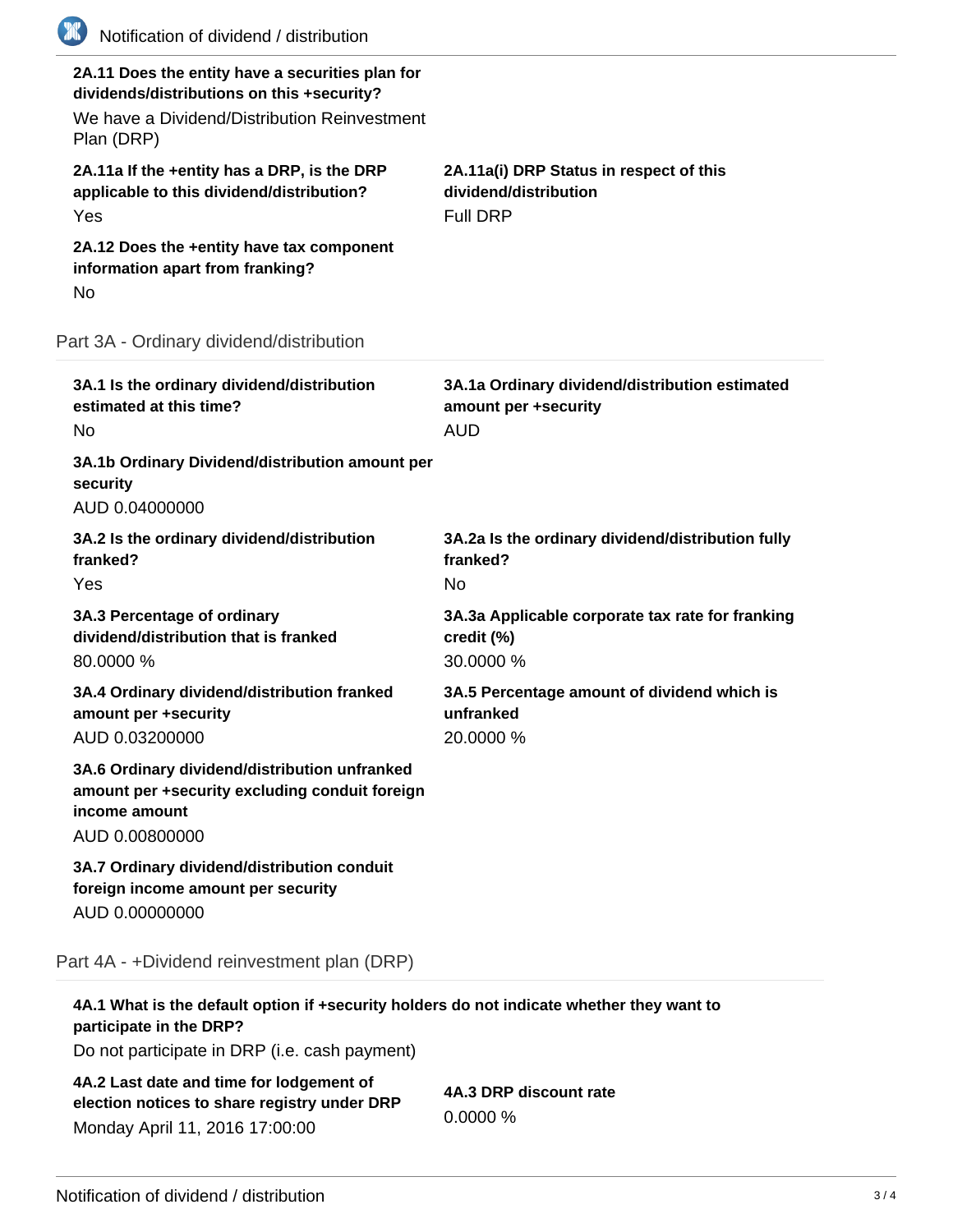**2A.11 Does the entity have a securities plan for dividends/distributions on this +security?**

We have a Dividend/Distribution Reinvestment Plan (DRP)

**2A.11a If the +entity has a DRP, is the DRP applicable to this dividend/distribution?**

Yes

**2A.11a(i) DRP Status in respect of this dividend/distribution**

Full DRP

**2A.12 Does the +entity have tax component information apart from franking?**

No

## Part 3A - Ordinary dividend/distribution

**3A.1 Is the ordinary dividend/distribution estimated at this time?**

No

**3A.1a Ordinary dividend/distribution estimated amount per +security**

AUD

**3A.1b Ordinary Dividend/distribution amount per security**

AUD 0.04000000

**3A.2 Is the ordinary dividend/distribution franked?**

Yes

**3A.2a Is the ordinary dividend/distribution fully franked?**

No

**3A.3 Percentage of ordinary dividend/distribution that is franked**

80.0000 %

**3A.3a Applicable corporate tax rate for franking credit (%)**

30.0000 %

**3A.4 Ordinary dividend/distribution franked amount per +security**

AUD 0.03200000

**3A.5 Percentage amount of dividend which is unfranked**

20.0000 %

**3A.6 Ordinary dividend/distribution unfranked amount per +security excluding conduit foreign income amount**

AUD 0.00800000

**3A.7 Ordinary dividend/distribution conduit foreign income amount per security**

AUD 0.00000000

## Part 4A - +Dividend reinvestment plan (DRP)

**4A.1 What is the default option if +security holders do not indicate whether they want to participate in the DRP?**

Do not participate in DRP (i.e. cash payment)

**4A.2 Last date and time for lodgement of election notices to share registry under DRP**

Monday April 11, 2016 17:00:00

**4A.3 DRP discount rate**

0.0000 %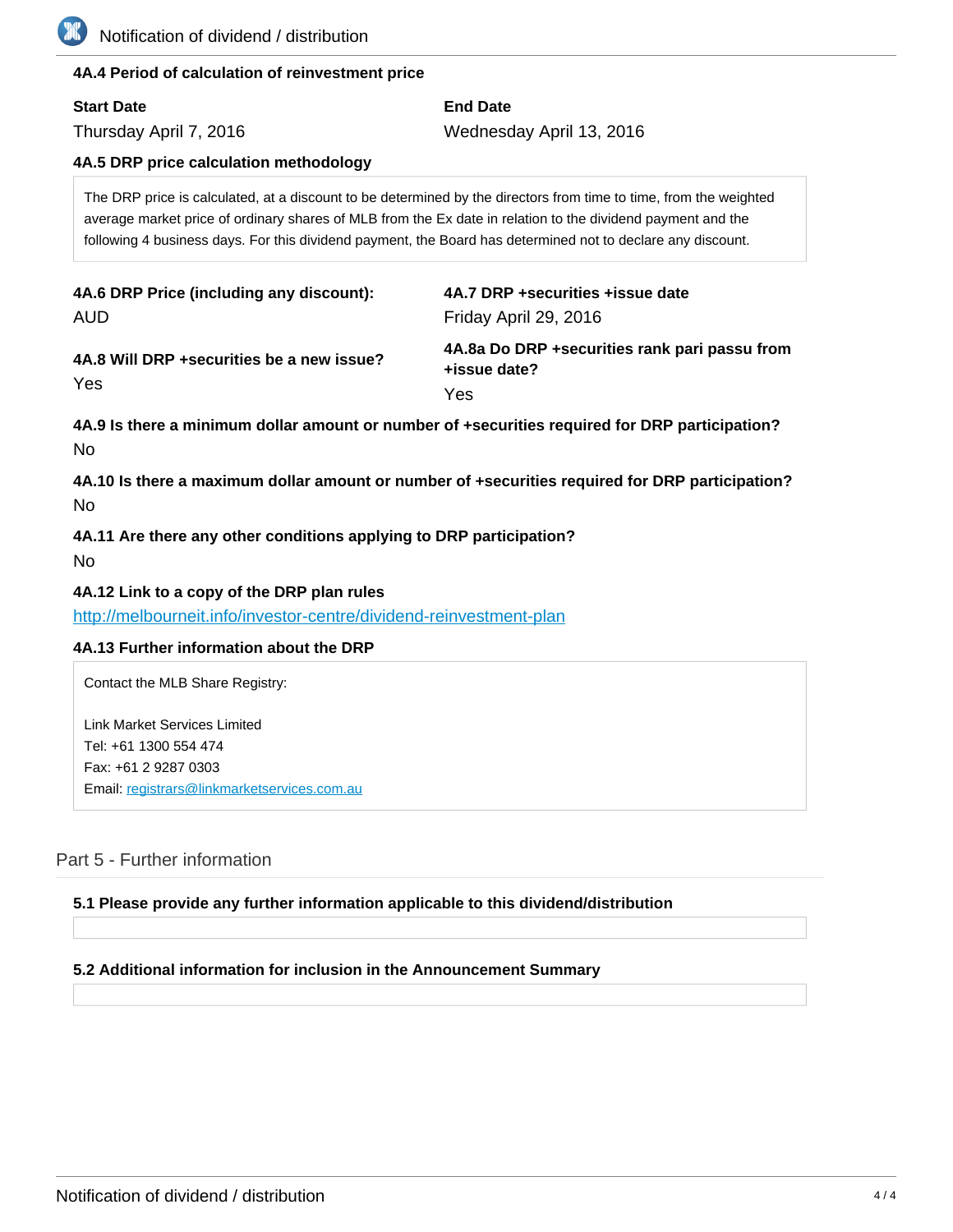#### 4A.4 Period of calculation of reinvestment price

**Start Date**
Thursday April 7, 2016

**End Date**
Wednesday April 13, 2016

#### 4A.5 DRP price calculation methodology

The DRP price is calculated, at a discount to be determined by the directors from time to time, from the weighted average market price of ordinary shares of MLB from the Ex date in relation to the dividend payment and the following 4 business days. For this dividend payment, the Board has determined not to declare any discount.

**4A.6 DRP Price (including any discount):**
AUD

**4A.7 DRP +securities +issue date**
Friday April 29, 2016

**4A.8 Will DRP +securities be a new issue?**
Yes

**4A.8a Do DRP +securities rank pari passu from +issue date?**
Yes

**4A.9 Is there a minimum dollar amount or number of +securities required for DRP participation?**
No

**4A.10 Is there a maximum dollar amount or number of +securities required for DRP participation?**
No

**4A.11 Are there any other conditions applying to DRP participation?**
No

**4A.12 Link to a copy of the DRP plan rules**
http://melbourneit.info/investor-centre/dividend-reinvestment-plan

**4A.13 Further information about the DRP**

Contact the MLB Share Registry:

Link Market Services Limited
Tel: +61 1300 554 474
Fax: +61 2 9287 0303
Email: registrars@linkmarketservices.com.au

## Part 5 - Further information

**5.1 Please provide any further information applicable to this dividend/distribution**

**5.2 Additional information for inclusion in the Announcement Summary**